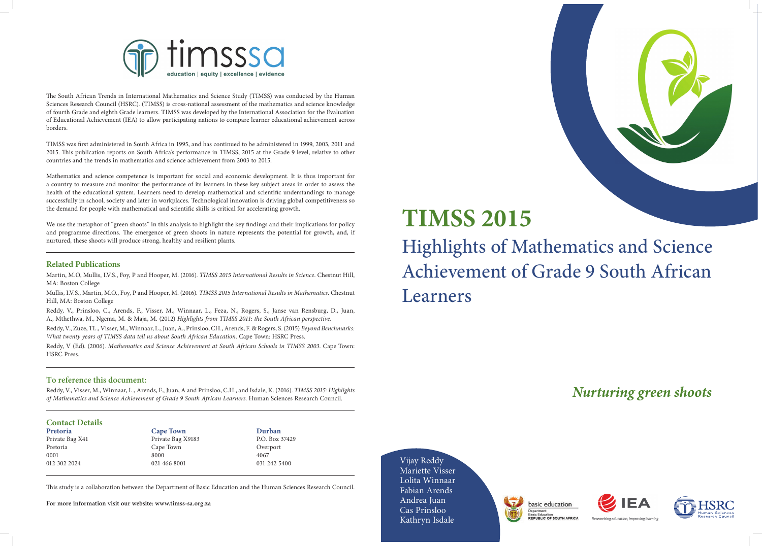The South African Trends in International Mathematics and Science Study (TIMSS) was conducted by the Human Sciences Research Council (HSRC). (TIMSS) is cross-national assessment of the mathematics and science knowledge of fourth Grade and eighth Grade learners. TIMSS was developed by the International Association for the Evaluation of Educational Achievement (IEA) to allow participating nations to compare learner educational achievement across borders.

TIMSS was first administered in South Africa in 1995, and has continued to be administered in 1999, 2003, 2011 and 2015. This publication reports on South Africa's performance in TIMSS, 2015 at the Grade 9 level, relative to other countries and the trends in mathematics and science achievement from 2003 to 2015.

Mathematics and science competence is important for social and economic development. It is thus important for a country to measure and monitor the performance of its learners in these key subject areas in order to assess the health of the educational system. Learners need to develop mathematical and scientific understandings to manage successfully in school, society and later in workplaces. Technological innovation is driving global competitiveness so the demand for people with mathematical and scientific skills is critical for accelerating growth.

We use the metaphor of "green shoots" in this analysis to highlight the key findings and their implications for policy and programme directions. The emergence of green shoots in nature represents the potential for growth, and, if nurtured, these shoots will produce strong, healthy and resilient plants.

## Related Publications

Martin, M.O, Mullis, I.V.S., Foy, P and Hooper, M. (2016). *TIMSS 2015 International Results in Science*. Chestnut Hill, MA: Boston College

Mullis, I.V.S., Martin, M.O., Foy, P and Hooper, M. (2016). *TIMSS 2015 International Results in Mathematics*. Chestnut Hill, MA: Boston College

Reddy, V., Prinsloo, C., Arends, F., Visser, M., Winnaar, L., Feza, N., Rogers, S., Janse van Rensburg, D., Juan, A., Mthethwa, M., Ngema, M. & Maja, M. (2012) *Highlights from TIMSS 2011: the South African perspective*.

Reddy, V., Zuze, TL., Visser, M., Winnaar, L., Juan, A., Prinsloo, CH., Arends, F. & Rogers, S. (2015) *Beyond Benchmarks: What twenty years of TIMSS data tell us about South African Education*. Cape Town: HSRC Press.

Reddy, V (Ed). (2006). *Mathematics and Science Achievement at South African Schools in TIMSS 2003*. Cape Town: HSRC Press.

## To reference this document:

Reddy, V., Visser, M., Winnaar, L., Arends, F., Juan, A and Prinsloo, C.H., and Isdale, K. (2016). *TIMSS 2015: Highlights of Mathematics and Science Achievement of Grade 9 South African Learners*. Human Sciences Research Council.

## Contact Details

**Pretoria**
Private Bag X41
Pretoria
0001
012 302 2024

**Cape Town**
Private Bag X9183
Cape Town
8000
021 466 8001

**Durban**
P.O. Box 37429
Overport
4067
031 242 5400

This study is a collaboration between the Department of Basic Education and the Human Sciences Research Council.

**For more information visit our website: www.timss-sa.org.za**

# TIMSS 2015

## Highlights of Mathematics and Science Achievement of Grade 9 South African Learners

*Nurturing green shoots*

Vijay Reddy
Mariette Visser
Lolita Winnaar
Fabian Arends
Andrea Juan
Cas Prinsloo
Kathryn Isdale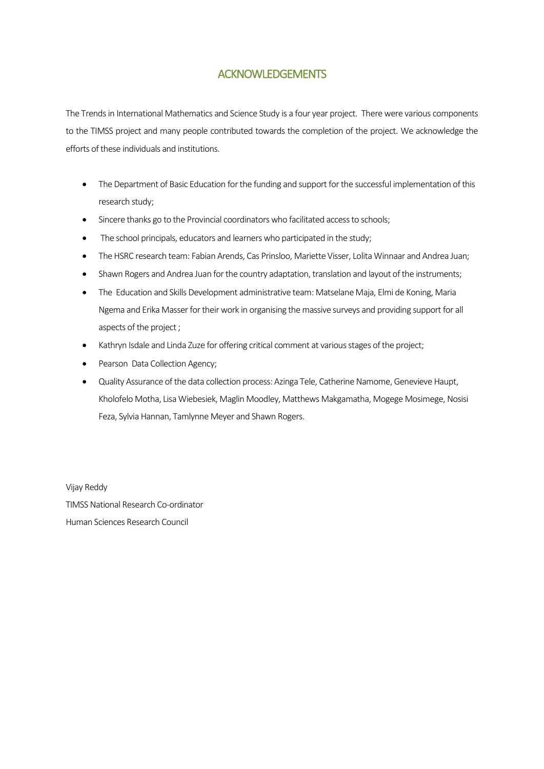# ACKNOWLEDGEMENTS

The Trends in International Mathematics and Science Study is a four year project. There were various components to the TIMSS project and many people contributed towards the completion of the project. We acknowledge the efforts of these individuals and institutions.

- The Department of Basic Education for the funding and support for the successful implementation of this research study;
- Sincere thanks go to the Provincial coordinators who facilitated access to schools;
- The school principals, educators and learners who participated in the study;
- The HSRC research team: Fabian Arends, Cas Prinsloo, Mariette Visser, Lolita Winnaar and Andrea Juan;
- Shawn Rogers and Andrea Juan for the country adaptation, translation and layout of the instruments;
- The Education and Skills Development administrative team: Matselane Maja, Elmi de Koning, Maria Ngema and Erika Masser for their work in organising the massive surveys and providing support for all aspects of the project ;
- Kathryn Isdale and Linda Zuze for offering critical comment at various stages of the project;
- Pearson Data Collection Agency;
- Quality Assurance of the data collection process: Azinga Tele, Catherine Namome, Genevieve Haupt, Kholofelo Motha, Lisa Wiebesiek, Maglin Moodley, Matthews Makgamatha, Mogege Mosimege, Nosisi Feza, Sylvia Hannan, Tamlynne Meyer and Shawn Rogers.

Vijay Reddy
TIMSS National Research Co-ordinator
Human Sciences Research Council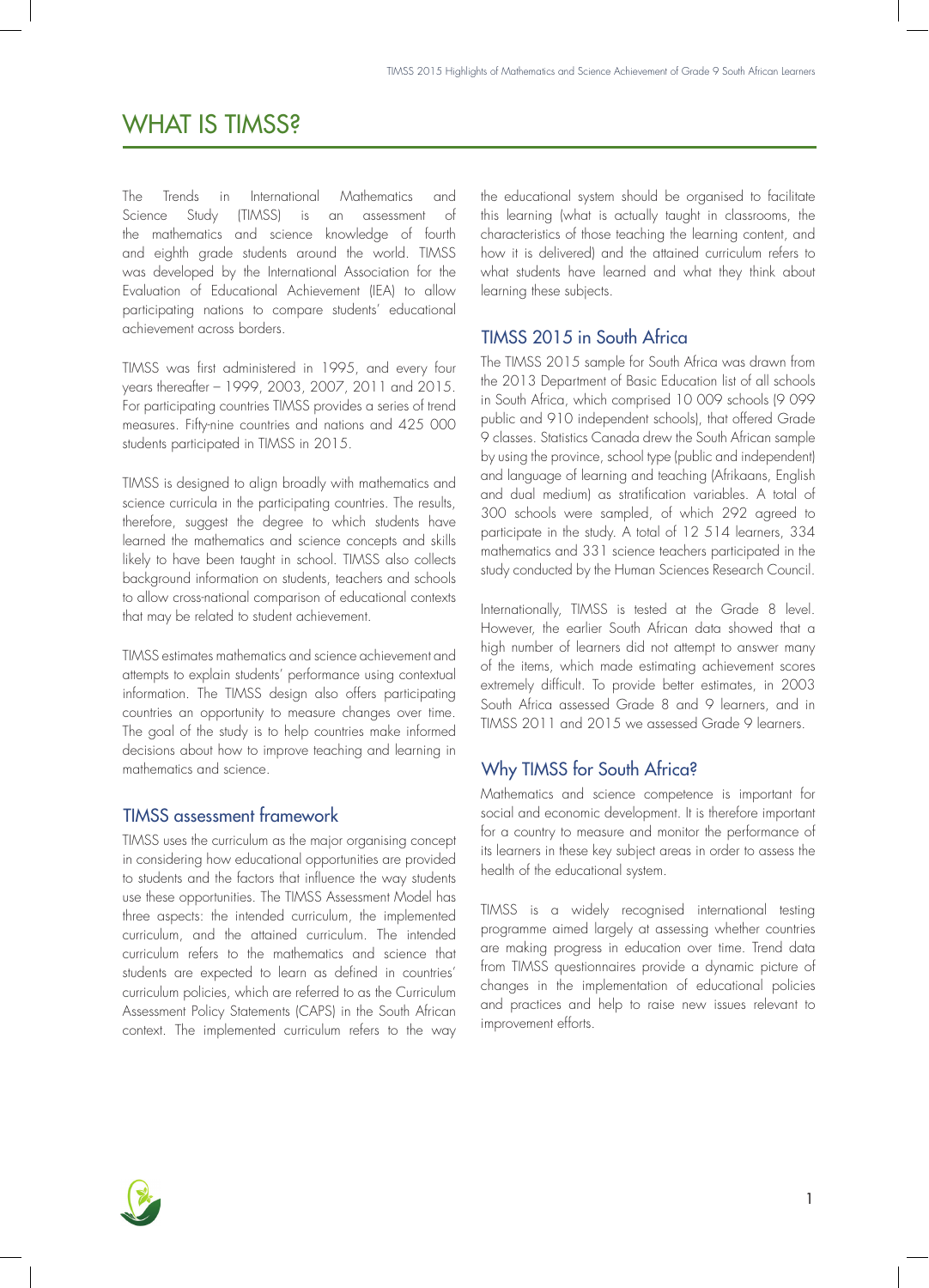# WHAT IS TIMSS?

The Trends in International Mathematics and Science Study (TIMSS) is an assessment of the mathematics and science knowledge of fourth and eighth grade students around the world. TIMSS was developed by the International Association for the Evaluation of Educational Achievement (IEA) to allow participating nations to compare students' educational achievement across borders.

TIMSS was first administered in 1995, and every four years thereafter – 1999, 2003, 2007, 2011 and 2015. For participating countries TIMSS provides a series of trend measures. Fifty-nine countries and nations and 425 000 students participated in TIMSS in 2015.

TIMSS is designed to align broadly with mathematics and science curricula in the participating countries. The results, therefore, suggest the degree to which students have learned the mathematics and science concepts and skills likely to have been taught in school. TIMSS also collects background information on students, teachers and schools to allow cross-national comparison of educational contexts that may be related to student achievement.

TIMSS estimates mathematics and science achievement and attempts to explain students' performance using contextual information. The TIMSS design also offers participating countries an opportunity to measure changes over time. The goal of the study is to help countries make informed decisions about how to improve teaching and learning in mathematics and science.

## TIMSS assessment framework

TIMSS uses the curriculum as the major organising concept in considering how educational opportunities are provided to students and the factors that influence the way students use these opportunities. The TIMSS Assessment Model has three aspects: the intended curriculum, the implemented curriculum, and the attained curriculum. The intended curriculum refers to the mathematics and science that students are expected to learn as defined in countries' curriculum policies, which are referred to as the Curriculum Assessment Policy Statements (CAPS) in the South African context. The implemented curriculum refers to the way the educational system should be organised to facilitate this learning (what is actually taught in classrooms, the characteristics of those teaching the learning content, and how it is delivered) and the attained curriculum refers to what students have learned and what they think about learning these subjects.

## TIMSS 2015 in South Africa

The TIMSS 2015 sample for South Africa was drawn from the 2013 Department of Basic Education list of all schools in South Africa, which comprised 10 009 schools (9 099 public and 910 independent schools), that offered Grade 9 classes. Statistics Canada drew the South African sample by using the province, school type (public and independent) and language of learning and teaching (Afrikaans, English and dual medium) as stratification variables. A total of 300 schools were sampled, of which 292 agreed to participate in the study. A total of 12 514 learners, 334 mathematics and 331 science teachers participated in the study conducted by the Human Sciences Research Council.

Internationally, TIMSS is tested at the Grade 8 level. However, the earlier South African data showed that a high number of learners did not attempt to answer many of the items, which made estimating achievement scores extremely difficult. To provide better estimates, in 2003 South Africa assessed Grade 8 and 9 learners, and in TIMSS 2011 and 2015 we assessed Grade 9 learners.

## Why TIMSS for South Africa?

Mathematics and science competence is important for social and economic development. It is therefore important for a country to measure and monitor the performance of its learners in these key subject areas in order to assess the health of the educational system.

TIMSS is a widely recognised international testing programme aimed largely at assessing whether countries are making progress in education over time. Trend data from TIMSS questionnaires provide a dynamic picture of changes in the implementation of educational policies and practices and help to raise new issues relevant to improvement efforts.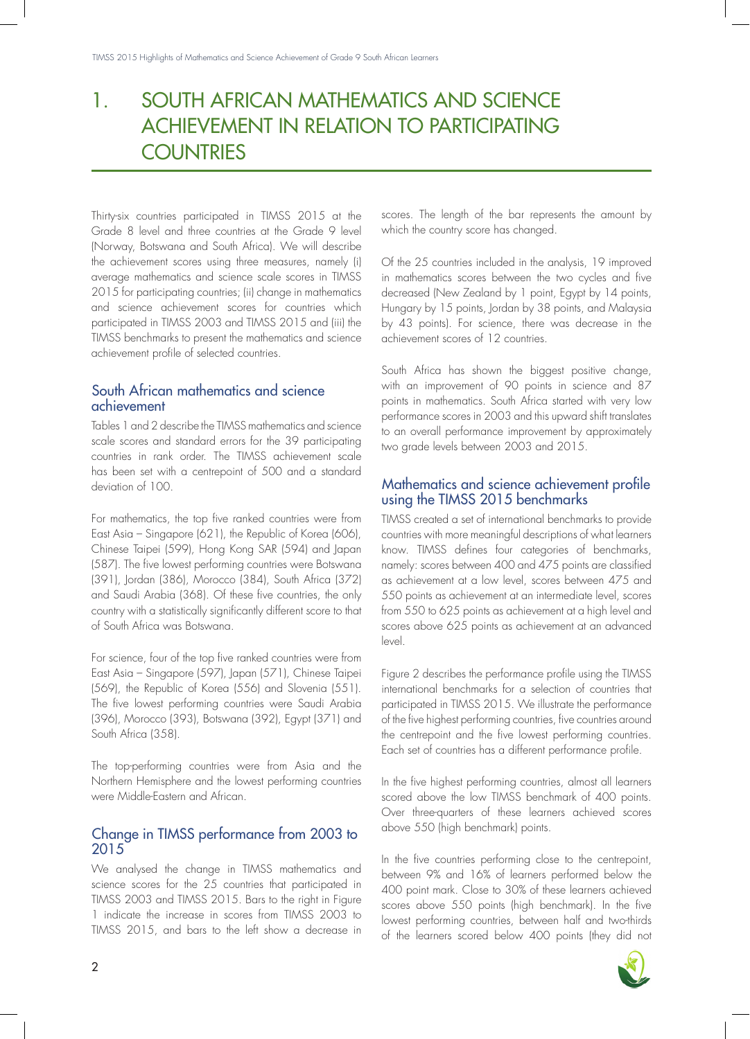# 1. SOUTH AFRICAN MATHEMATICS AND SCIENCE ACHIEVEMENT IN RELATION TO PARTICIPATING COUNTRIES

Thirty-six countries participated in TIMSS 2015 at the Grade 8 level and three countries at the Grade 9 level (Norway, Botswana and South Africa). We will describe the achievement scores using three measures, namely (i) average mathematics and science scale scores in TIMSS 2015 for participating countries; (ii) change in mathematics and science achievement scores for countries which participated in TIMSS 2003 and TIMSS 2015 and (iii) the TIMSS benchmarks to present the mathematics and science achievement profile of selected countries.

## South African mathematics and science achievement

Tables 1 and 2 describe the TIMSS mathematics and science scale scores and standard errors for the 39 participating countries in rank order. The TIMSS achievement scale has been set with a centrepoint of 500 and a standard deviation of 100.

For mathematics, the top five ranked countries were from East Asia – Singapore (621), the Republic of Korea (606), Chinese Taipei (599), Hong Kong SAR (594) and Japan (587). The five lowest performing countries were Botswana (391), Jordan (386), Morocco (384), South Africa (372) and Saudi Arabia (368). Of these five countries, the only country with a statistically significantly different score to that of South Africa was Botswana.

For science, four of the top five ranked countries were from East Asia – Singapore (597), Japan (571), Chinese Taipei (569), the Republic of Korea (556) and Slovenia (551). The five lowest performing countries were Saudi Arabia (396), Morocco (393), Botswana (392), Egypt (371) and South Africa (358).

The top-performing countries were from Asia and the Northern Hemisphere and the lowest performing countries were Middle-Eastern and African.

## Change in TIMSS performance from 2003 to 2015

We analysed the change in TIMSS mathematics and science scores for the 25 countries that participated in TIMSS 2003 and TIMSS 2015. Bars to the right in Figure 1 indicate the increase in scores from TIMSS 2003 to TIMSS 2015, and bars to the left show a decrease in scores. The length of the bar represents the amount by which the country score has changed.

Of the 25 countries included in the analysis, 19 improved in mathematics scores between the two cycles and five decreased (New Zealand by 1 point, Egypt by 14 points, Hungary by 15 points, Jordan by 38 points, and Malaysia by 43 points). For science, there was decrease in the achievement scores of 12 countries.

South Africa has shown the biggest positive change, with an improvement of 90 points in science and 87 points in mathematics. South Africa started with very low performance scores in 2003 and this upward shift translates to an overall performance improvement by approximately two grade levels between 2003 and 2015.

## Mathematics and science achievement profile using the TIMSS 2015 benchmarks

TIMSS created a set of international benchmarks to provide countries with more meaningful descriptions of what learners know. TIMSS defines four categories of benchmarks, namely: scores between 400 and 475 points are classified as achievement at a low level, scores between 475 and 550 points as achievement at an intermediate level, scores from 550 to 625 points as achievement at a high level and scores above 625 points as achievement at an advanced level.

Figure 2 describes the performance profile using the TIMSS international benchmarks for a selection of countries that participated in TIMSS 2015. We illustrate the performance of the five highest performing countries, five countries around the centrepoint and the five lowest performing countries. Each set of countries has a different performance profile.

In the five highest performing countries, almost all learners scored above the low TIMSS benchmark of 400 points. Over three-quarters of these learners achieved scores above 550 (high benchmark) points.

In the five countries performing close to the centrepoint, between 9% and 16% of learners performed below the 400 point mark. Close to 30% of these learners achieved scores above 550 points (high benchmark). In the five lowest performing countries, between half and two-thirds of the learners scored below 400 points (they did not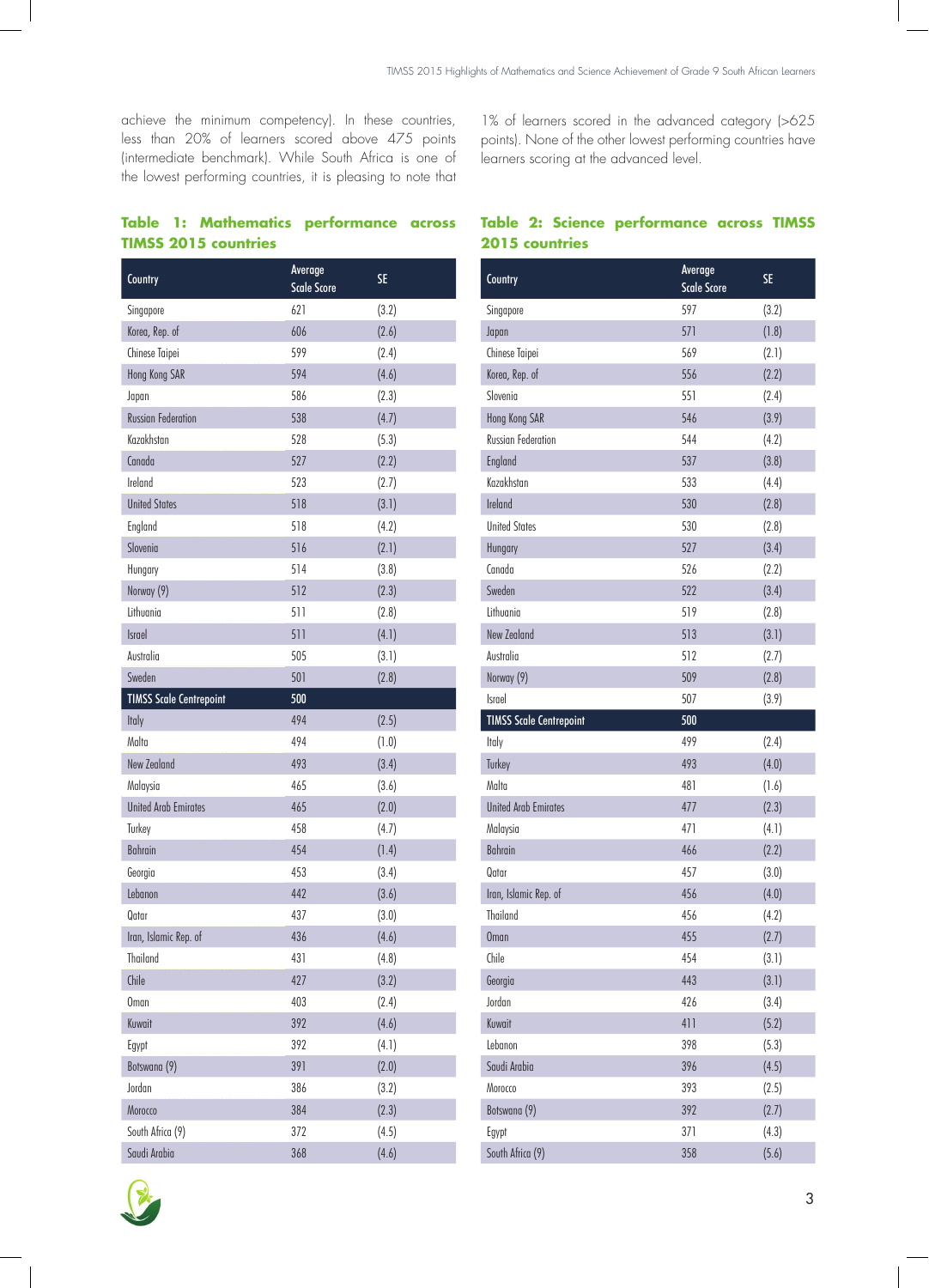achieve the minimum competency). In these countries, less than 20% of learners scored above 475 points (intermediate benchmark). While South Africa is one of the lowest performing countries, it is pleasing to note that 1% of learners scored in the advanced category (>625 points). None of the other lowest performing countries have learners scoring at the advanced level.

### Table 1: Mathematics performance across TIMSS 2015 countries

| Country | Average Scale Score | SE |
|---|---|---|
| Singapore | 621 | (3.2) |
| Korea, Rep. of | 606 | (2.6) |
| Chinese Taipei | 599 | (2.4) |
| Hong Kong SAR | 594 | (4.6) |
| Japan | 586 | (2.3) |
| Russian Federation | 538 | (4.7) |
| Kazakhstan | 528 | (5.3) |
| Canada | 527 | (2.2) |
| Ireland | 523 | (2.7) |
| United States | 518 | (3.1) |
| England | 518 | (4.2) |
| Slovenia | 516 | (2.1) |
| Hungary | 514 | (3.8) |
| Norway (9) | 512 | (2.3) |
| Lithuania | 511 | (2.8) |
| Israel | 511 | (4.1) |
| Australia | 505 | (3.1) |
| Sweden | 501 | (2.8) |
| TIMSS Scale Centrepoint | 500 | |
| Italy | 494 | (2.5) |
| Malta | 494 | (1.0) |
| New Zealand | 493 | (3.4) |
| Malaysia | 465 | (3.6) |
| United Arab Emirates | 465 | (2.0) |
| Turkey | 458 | (4.7) |
| Bahrain | 454 | (1.4) |
| Georgia | 453 | (3.4) |
| Lebanon | 442 | (3.6) |
| Qatar | 437 | (3.0) |
| Iran, Islamic Rep. of | 436 | (4.6) |
| Thailand | 431 | (4.8) |
| Chile | 427 | (3.2) |
| Oman | 403 | (2.4) |
| Kuwait | 392 | (4.6) |
| Egypt | 392 | (4.1) |
| Botswana (9) | 391 | (2.0) |
| Jordan | 386 | (3.2) |
| Morocco | 384 | (2.3) |
| South Africa (9) | 372 | (4.5) |
| Saudi Arabia | 368 | (4.6) |

### Table 2: Science performance across TIMSS 2015 countries

| Country | Average Scale Score | SE |
|---|---|---|
| Singapore | 597 | (3.2) |
| Japan | 571 | (1.8) |
| Chinese Taipei | 569 | (2.1) |
| Korea, Rep. of | 556 | (2.2) |
| Slovenia | 551 | (2.4) |
| Hong Kong SAR | 546 | (3.9) |
| Russian Federation | 544 | (4.2) |
| England | 537 | (3.8) |
| Kazakhstan | 533 | (4.4) |
| Ireland | 530 | (2.8) |
| United States | 530 | (2.8) |
| Hungary | 527 | (3.4) |
| Canada | 526 | (2.2) |
| Sweden | 522 | (3.4) |
| Lithuania | 519 | (2.8) |
| New Zealand | 513 | (3.1) |
| Australia | 512 | (2.7) |
| Norway (9) | 509 | (2.8) |
| Israel | 507 | (3.9) |
| TIMSS Scale Centrepoint | 500 | |
| Italy | 499 | (2.4) |
| Turkey | 493 | (4.0) |
| Malta | 481 | (1.6) |
| United Arab Emirates | 477 | (2.3) |
| Malaysia | 471 | (4.1) |
| Bahrain | 466 | (2.2) |
| Qatar | 457 | (3.0) |
| Iran, Islamic Rep. of | 456 | (4.0) |
| Thailand | 456 | (4.2) |
| Oman | 455 | (2.7) |
| Chile | 454 | (3.1) |
| Georgia | 443 | (3.1) |
| Jordan | 426 | (3.4) |
| Kuwait | 411 | (5.2) |
| Lebanon | 398 | (5.3) |
| Saudi Arabia | 396 | (4.5) |
| Morocco | 393 | (2.5) |
| Botswana (9) | 392 | (2.7) |
| Egypt | 371 | (4.3) |
| South Africa (9) | 358 | (5.6) |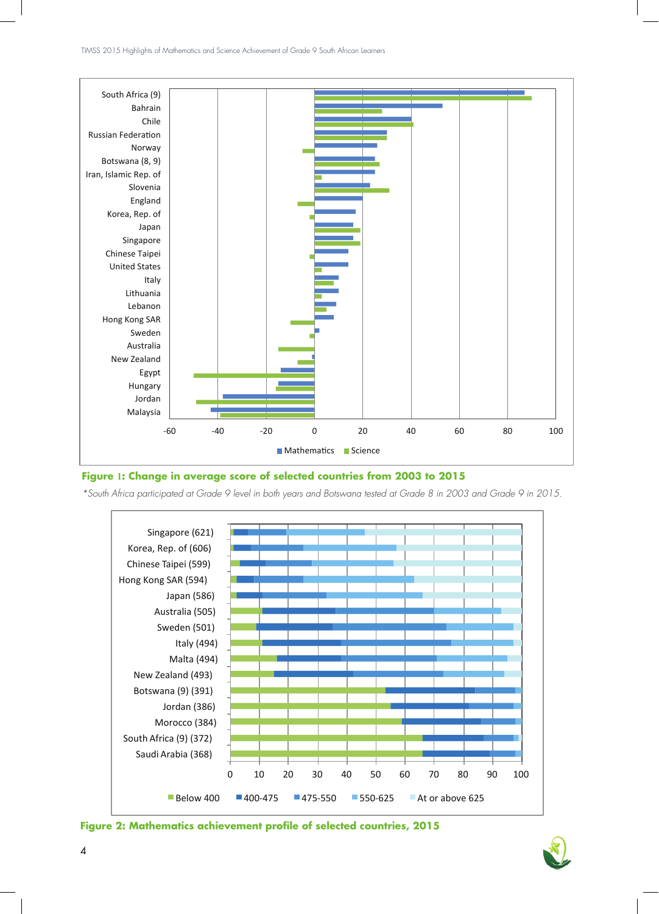South Africa (9)
Bahrain
Chile
Russian Federation
Norway
Botswana (8, 9)
Iran, Islamic Rep. of
Slovenia
England
Korea, Rep. of
Japan
Singapore
Chinese Taipei
United States
Italy
Lithuania
Lebanon
Hong Kong SAR
Sweden
Australia
New Zealand
Egypt
Hungary
Jordan
Malaysia

-60 -40 -20 0 20 40 60 80 100

Mathematics Science

**Figure 1: Change in average score of selected countries from 2003 to 2015**

*\*South Africa participated at Grade 9 level in both years and Botswana tested at Grade 8 in 2003 and Grade 9 in 2015.*

Singapore (621)
Korea, Rep. of (606)
Chinese Taipei (599)
Hong Kong SAR (594)
Japan (586)
Australia (505)
Sweden (501)
Italy (494)
Malta (494)
New Zealand (493)
Botswana (9) (391)
Jordan (386)
Morocco (384)
South Africa (9) (372)
Saudi Arabia (368)

0 10 20 30 40 50 60 70 80 90 100

Below 400 400-475 475-550 550-625 At or above 625

**Figure 2: Mathematics achievement profile of selected countries, 2015**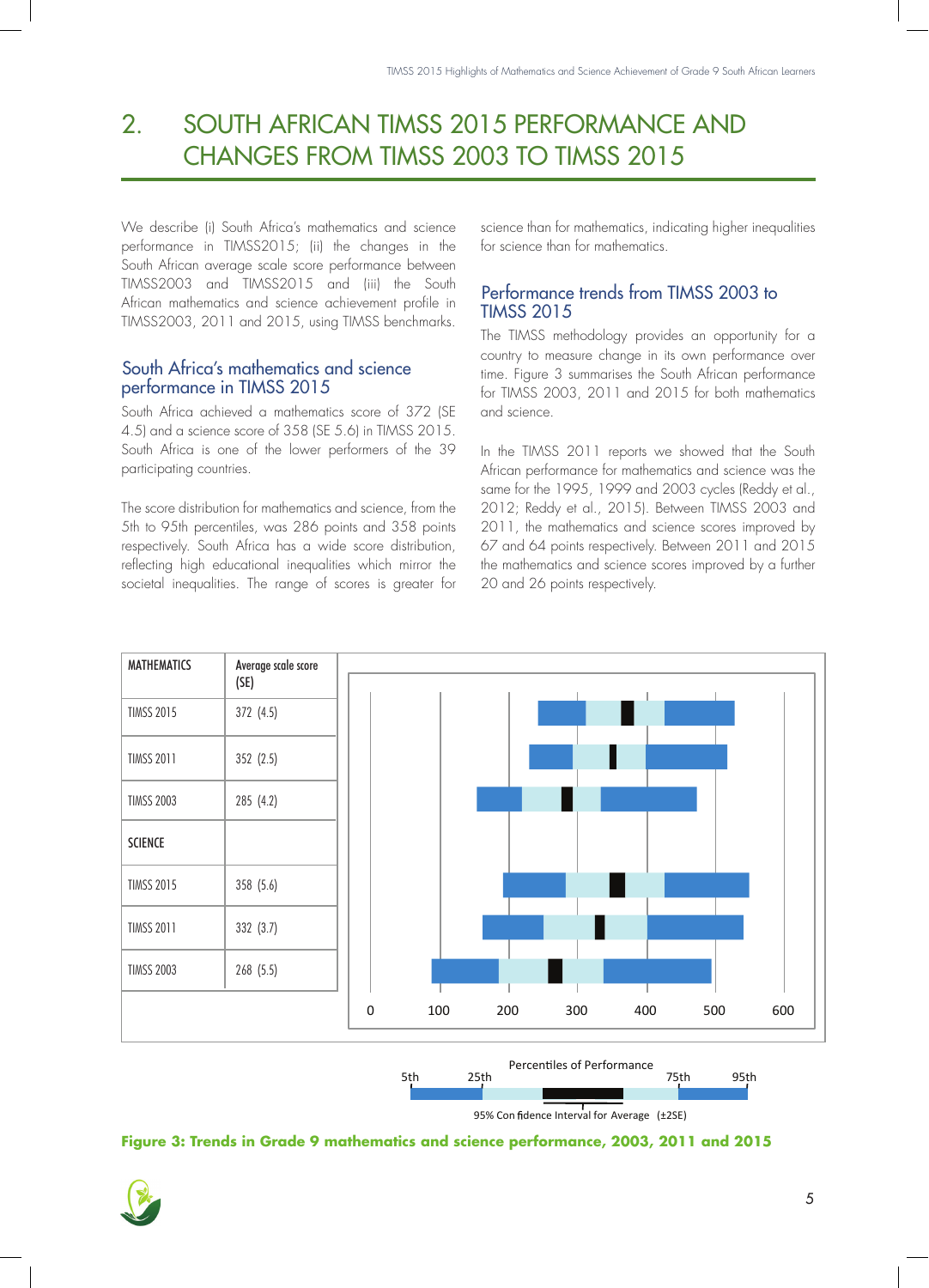# 2. SOUTH AFRICAN TIMSS 2015 PERFORMANCE AND CHANGES FROM TIMSS 2003 TO TIMSS 2015

We describe (i) South Africa's mathematics and science performance in TIMSS2015; (ii) the changes in the South African average scale score performance between TIMSS2003 and TIMSS2015 and (iii) the South African mathematics and science achievement profile in TIMSS2003, 2011 and 2015, using TIMSS benchmarks.

## South Africa's mathematics and science performance in TIMSS 2015

South Africa achieved a mathematics score of 372 (SE 4.5) and a science score of 358 (SE 5.6) in TIMSS 2015. South Africa is one of the lower performers of the 39 participating countries.

The score distribution for mathematics and science, from the 5th to 95th percentiles, was 286 points and 358 points respectively. South Africa has a wide score distribution, reflecting high educational inequalities which mirror the societal inequalities. The range of scores is greater for science than for mathematics, indicating higher inequalities for science than for mathematics.

## Performance trends from TIMSS 2003 to TIMSS 2015

The TIMSS methodology provides an opportunity for a country to measure change in its own performance over time. Figure 3 summarises the South African performance for TIMSS 2003, 2011 and 2015 for both mathematics and science.

In the TIMSS 2011 reports we showed that the South African performance for mathematics and science was the same for the 1995, 1999 and 2003 cycles (Reddy et al., 2012; Reddy et al., 2015). Between TIMSS 2003 and 2011, the mathematics and science scores improved by 67 and 64 points respectively. Between 2011 and 2015 the mathematics and science scores improved by a further 20 and 26 points respectively.

| MATHEMATICS | Average scale score (SE) |
|---|---|
| TIMSS 2015 | 372 (4.5) |
| TIMSS 2011 | 352 (2.5) |
| TIMSS 2003 | 285 (4.2) |
| **SCIENCE** | |
| TIMSS 2015 | 358 (5.6) |
| TIMSS 2011 | 332 (3.7) |
| TIMSS 2003 | 268 (5.5) |

Percentiles of Performance: 5th, 25th, 75th, 95th

95% Confidence Interval for Average (±2SE)

**Figure 3: Trends in Grade 9 mathematics and science performance, 2003, 2011 and 2015**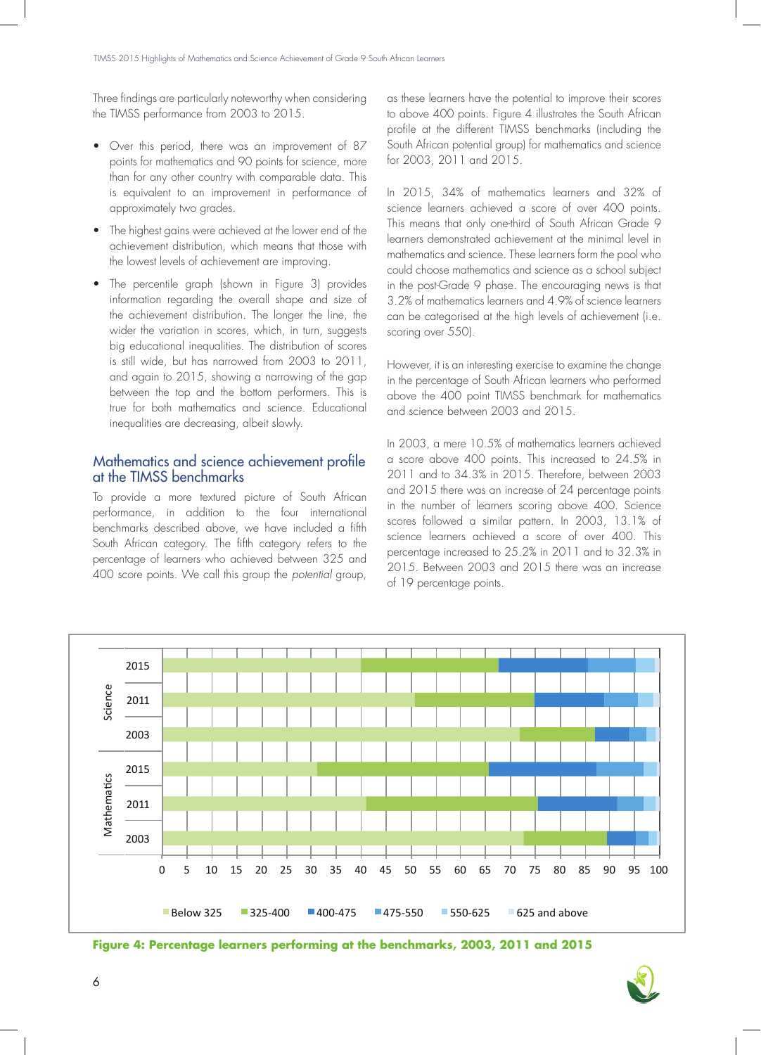Three findings are particularly noteworthy when considering the TIMSS performance from 2003 to 2015.

- Over this period, there was an improvement of 87 points for mathematics and 90 points for science, more than for any other country with comparable data. This is equivalent to an improvement in performance of approximately two grades.
- The highest gains were achieved at the lower end of the achievement distribution, which means that those with the lowest levels of achievement are improving.
- The percentile graph (shown in Figure 3) provides information regarding the overall shape and size of the achievement distribution. The longer the line, the wider the variation in scores, which, in turn, suggests big educational inequalities. The distribution of scores is still wide, but has narrowed from 2003 to 2011, and again to 2015, showing a narrowing of the gap between the top and the bottom performers. This is true for both mathematics and science. Educational inequalities are decreasing, albeit slowly.

## Mathematics and science achievement profile at the TIMSS benchmarks

To provide a more textured picture of South African performance, in addition to the four international benchmarks described above, we have included a fifth South African category. The fifth category refers to the percentage of learners who achieved between 325 and 400 score points. We call this group the *potential* group, as these learners have the potential to improve their scores to above 400 points. Figure 4 illustrates the South African profile at the different TIMSS benchmarks (including the South African potential group) for mathematics and science for 2003, 2011 and 2015.

In 2015, 34% of mathematics learners and 32% of science learners achieved a score of over 400 points. This means that only one-third of South African Grade 9 learners demonstrated achievement at the minimal level in mathematics and science. These learners form the pool who could choose mathematics and science as a school subject in the post-Grade 9 phase. The encouraging news is that 3.2% of mathematics learners and 4.9% of science learners can be categorised at the high levels of achievement (i.e. scoring over 550).

However, it is an interesting exercise to examine the change in the percentage of South African learners who performed above the 400 point TIMSS benchmark for mathematics and science between 2003 and 2015.

In 2003, a mere 10.5% of mathematics learners achieved a score above 400 points. This increased to 24.5% in 2011 and to 34.3% in 2015. Therefore, between 2003 and 2015 there was an increase of 24 percentage points in the number of learners scoring above 400. Science scores followed a similar pattern. In 2003, 13.1% of science learners achieved a score of over 400. This percentage increased to 25.2% in 2011 and to 32.3% in 2015. Between 2003 and 2015 there was an increase of 19 percentage points.

**Figure 4: Percentage learners performing at the benchmarks, 2003, 2011 and 2015**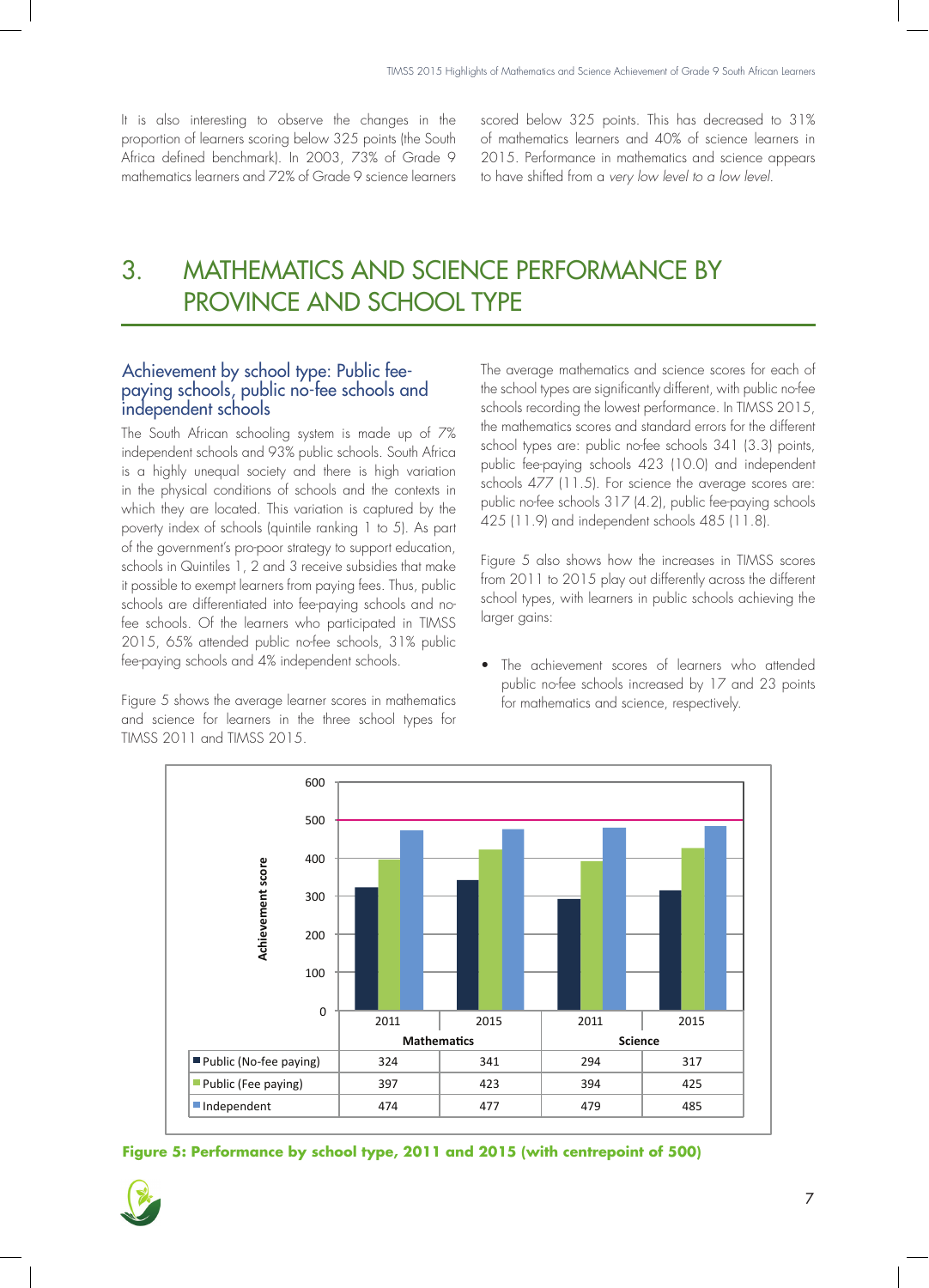It is also interesting to observe the changes in the proportion of learners scoring below 325 points (the South Africa defined benchmark). In 2003, 73% of Grade 9 mathematics learners and 72% of Grade 9 science learners scored below 325 points. This has decreased to 31% of mathematics learners and 40% of science learners in 2015. Performance in mathematics and science appears to have shifted from a *very low level to a low level*.

# 3. MATHEMATICS AND SCIENCE PERFORMANCE BY PROVINCE AND SCHOOL TYPE

## Achievement by school type: Public fee-paying schools, public no-fee schools and independent schools

The South African schooling system is made up of 7% independent schools and 93% public schools. South Africa is a highly unequal society and there is high variation in the physical conditions of schools and the contexts in which they are located. This variation is captured by the poverty index of schools (quintile ranking 1 to 5). As part of the government's pro-poor strategy to support education, schools in Quintiles 1, 2 and 3 receive subsidies that make it possible to exempt learners from paying fees. Thus, public schools are differentiated into fee-paying schools and no-fee schools. Of the learners who participated in TIMSS 2015, 65% attended public no-fee schools, 31% public fee-paying schools and 4% independent schools.

Figure 5 shows the average learner scores in mathematics and science for learners in the three school types for TIMSS 2011 and TIMSS 2015.

The average mathematics and science scores for each of the school types are significantly different, with public no-fee schools recording the lowest performance. In TIMSS 2015, the mathematics scores and standard errors for the different school types are: public no-fee schools 341 (3.3) points, public fee-paying schools 423 (10.0) and independent schools 477 (11.5). For science the average scores are: public no-fee schools 317 (4.2), public fee-paying schools 425 (11.9) and independent schools 485 (11.8).

Figure 5 also shows how the increases in TIMSS scores from 2011 to 2015 play out differently across the different school types, with learners in public schools achieving the larger gains:

- The achievement scores of learners who attended public no-fee schools increased by 17 and 23 points for mathematics and science, respectively.

| | Mathematics | | Science | |
|---|---|---|---|---|
| | 2011 | 2015 | 2011 | 2015 |
| Public (No-fee paying) | 324 | 341 | 294 | 317 |
| Public (Fee paying) | 397 | 423 | 394 | 425 |
| Independent | 474 | 477 | 479 | 485 |

**Figure 5: Performance by school type, 2011 and 2015 (with centrepoint of 500)**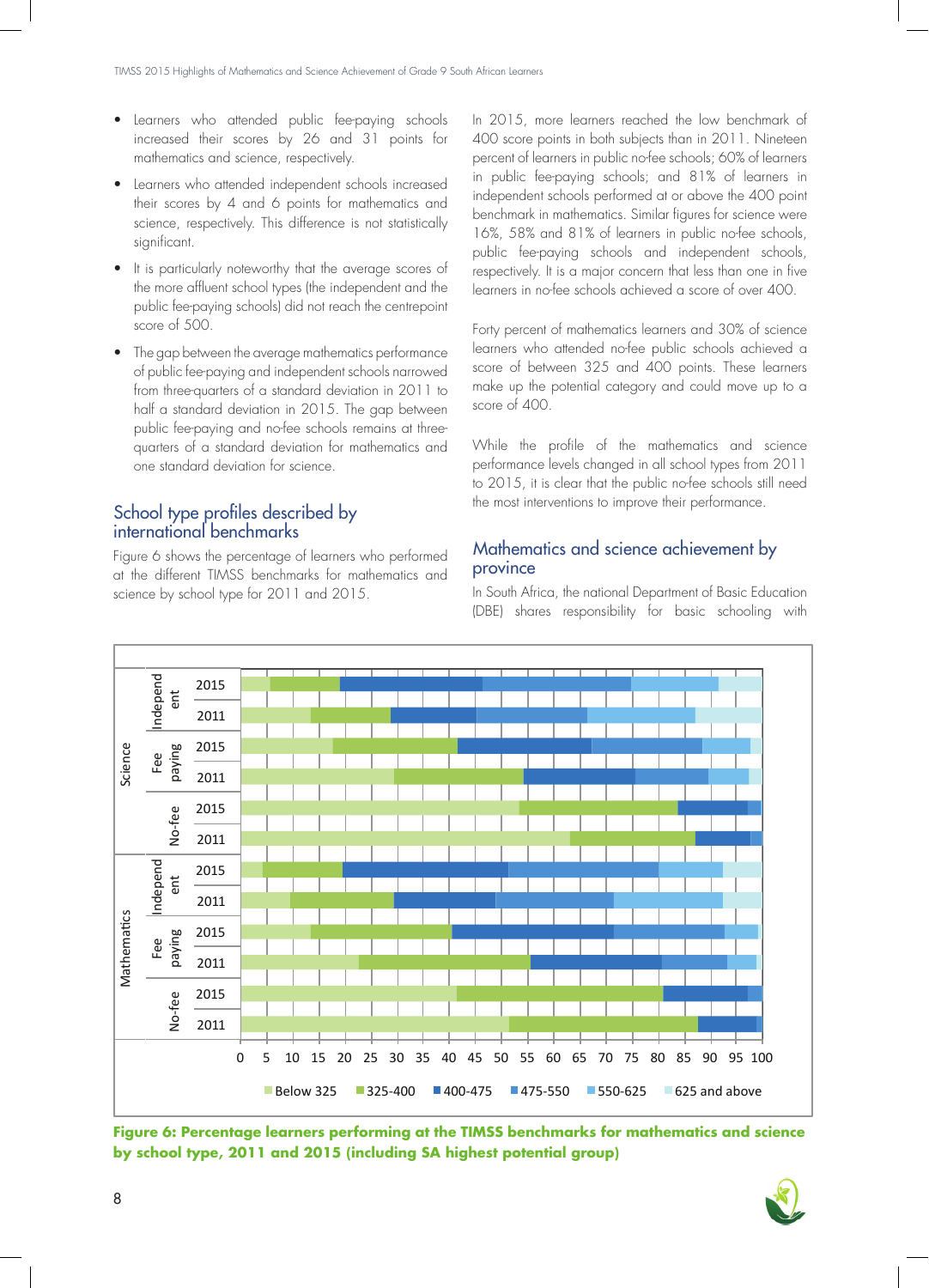- Learners who attended public fee-paying schools increased their scores by 26 and 31 points for mathematics and science, respectively.
- Learners who attended independent schools increased their scores by 4 and 6 points for mathematics and science, respectively. This difference is not statistically significant.
- It is particularly noteworthy that the average scores of the more affluent school types (the independent and the public fee-paying schools) did not reach the centrepoint score of 500.
- The gap between the average mathematics performance of public fee-paying and independent schools narrowed from three-quarters of a standard deviation in 2011 to half a standard deviation in 2015. The gap between public fee-paying and no-fee schools remains at three-quarters of a standard deviation for mathematics and one standard deviation for science.

## School type profiles described by international benchmarks

Figure 6 shows the percentage of learners who performed at the different TIMSS benchmarks for mathematics and science by school type for 2011 and 2015.

In 2015, more learners reached the low benchmark of 400 score points in both subjects than in 2011. Nineteen percent of learners in public no-fee schools; 60% of learners in public fee-paying schools; and 81% of learners in independent schools performed at or above the 400 point benchmark in mathematics. Similar figures for science were 16%, 58% and 81% of learners in public no-fee schools, public fee-paying schools and independent schools, respectively. It is a major concern that less than one in five learners in no-fee schools achieved a score of over 400.

Forty percent of mathematics learners and 30% of science learners who attended no-fee public schools achieved a score of between 325 and 400 points. These learners make up the potential category and could move up to a score of 400.

While the profile of the mathematics and science performance levels changed in all school types from 2011 to 2015, it is clear that the public no-fee schools still need the most interventions to improve their performance.

## Mathematics and science achievement by province

In South Africa, the national Department of Basic Education (DBE) shares responsibility for basic schooling with

**Figure 6: Percentage learners performing at the TIMSS benchmarks for mathematics and science by school type, 2011 and 2015 (including SA highest potential group)**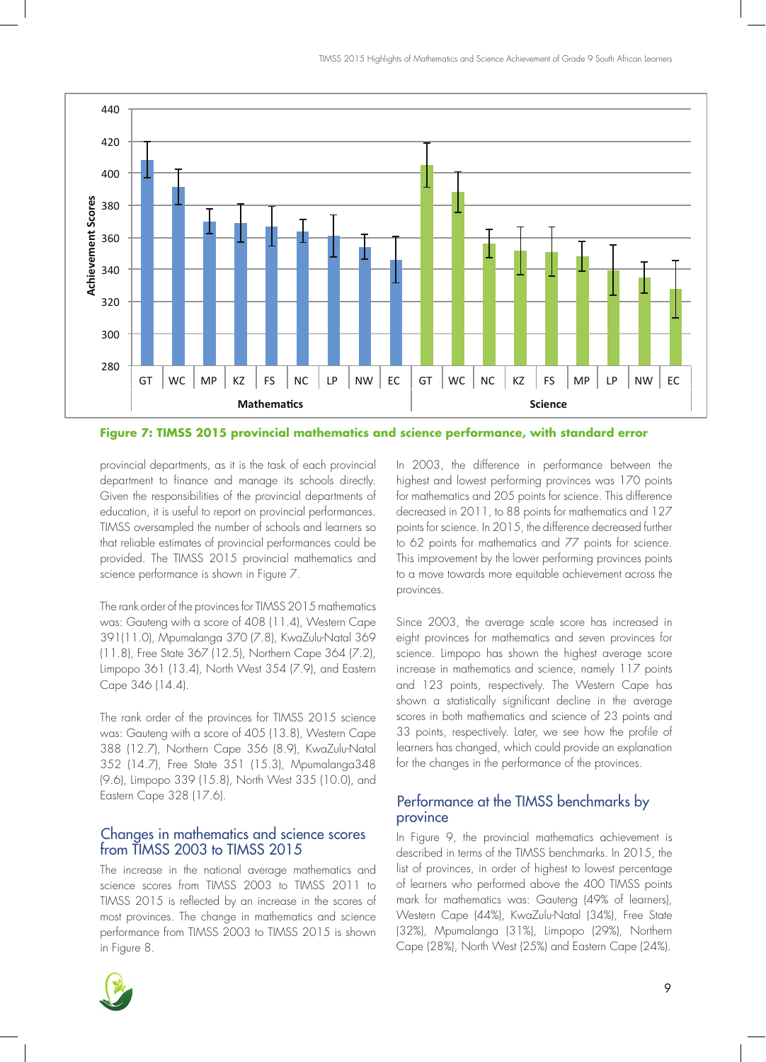**Figure 7: TIMSS 2015 provincial mathematics and science performance, with standard error**

provincial departments, as it is the task of each provincial department to finance and manage its schools directly. Given the responsibilities of the provincial departments of education, it is useful to report on provincial performances. TIMSS oversampled the number of schools and learners so that reliable estimates of provincial performances could be provided. The TIMSS 2015 provincial mathematics and science performance is shown in Figure 7.

The rank order of the provinces for TIMSS 2015 mathematics was: Gauteng with a score of 408 (11.4), Western Cape 391(11.0), Mpumalanga 370 (7.8), KwaZulu-Natal 369 (11.8), Free State 367 (12.5), Northern Cape 364 (7.2), Limpopo 361 (13.4), North West 354 (7.9), and Eastern Cape 346 (14.4).

The rank order of the provinces for TIMSS 2015 science was: Gauteng with a score of 405 (13.8), Western Cape 388 (12.7), Northern Cape 356 (8.9), KwaZulu-Natal 352 (14.7), Free State 351 (15.3), Mpumalanga348 (9.6), Limpopo 339 (15.8), North West 335 (10.0), and Eastern Cape 328 (17.6).

## Changes in mathematics and science scores from TIMSS 2003 to TIMSS 2015

The increase in the national average mathematics and science scores from TIMSS 2003 to TIMSS 2011 to TIMSS 2015 is reflected by an increase in the scores of most provinces. The change in mathematics and science performance from TIMSS 2003 to TIMSS 2015 is shown in Figure 8.

In 2003, the difference in performance between the highest and lowest performing provinces was 170 points for mathematics and 205 points for science. This difference decreased in 2011, to 88 points for mathematics and 127 points for science. In 2015, the difference decreased further to 62 points for mathematics and 77 points for science. This improvement by the lower performing provinces points to a move towards more equitable achievement across the provinces.

Since 2003, the average scale score has increased in eight provinces for mathematics and seven provinces for science. Limpopo has shown the highest average score increase in mathematics and science, namely 117 points and 123 points, respectively. The Western Cape has shown a statistically significant decline in the average scores in both mathematics and science of 23 points and 33 points, respectively. Later, we see how the profile of learners has changed, which could provide an explanation for the changes in the performance of the provinces.

## Performance at the TIMSS benchmarks by province

In Figure 9, the provincial mathematics achievement is described in terms of the TIMSS benchmarks. In 2015, the list of provinces, in order of highest to lowest percentage of learners who performed above the 400 TIMSS points mark for mathematics was: Gauteng (49% of learners), Western Cape (44%), KwaZulu-Natal (34%), Free State (32%), Mpumalanga (31%), Limpopo (29%), Northern Cape (28%), North West (25%) and Eastern Cape (24%).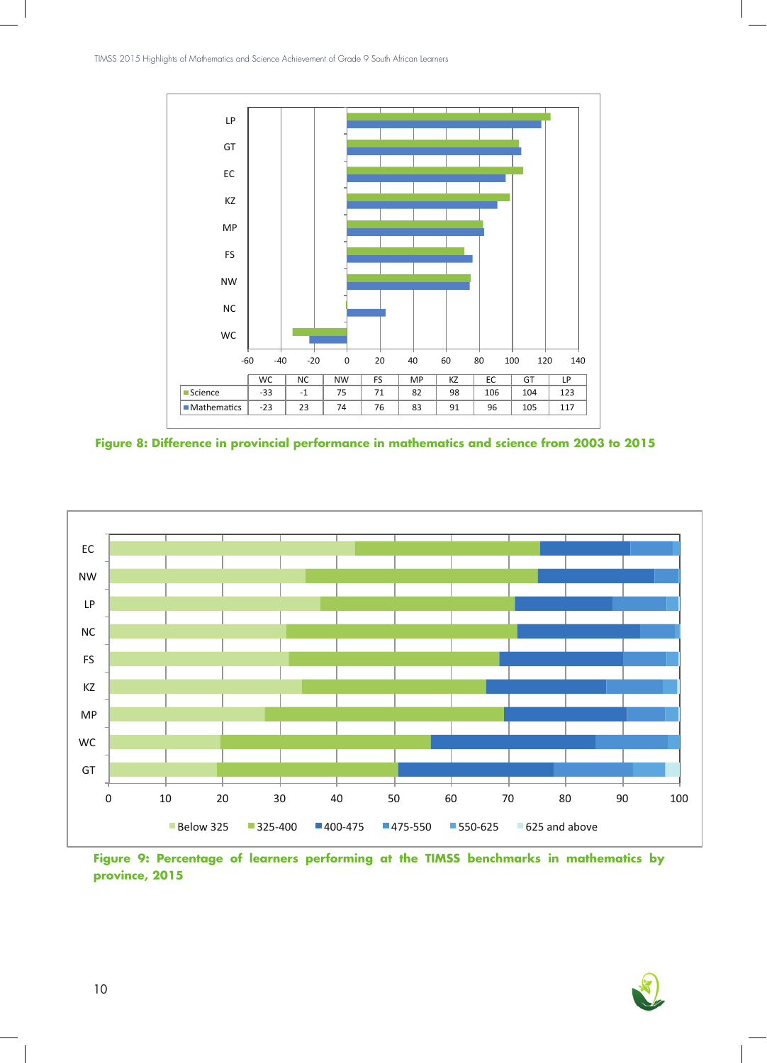|  | WC | NC | NW | FS | MP | KZ | EC | GT | LP |
|---|---|---|---|---|---|---|---|---|---|
| Science | -33 | -1 | 75 | 71 | 82 | 98 | 106 | 104 | 123 |
| Mathematics | -23 | 23 | 74 | 76 | 83 | 91 | 96 | 105 | 117 |

**Figure 8: Difference in provincial performance in mathematics and science from 2003 to 2015**

**Figure 9: Percentage of learners performing at the TIMSS benchmarks in mathematics by province, 2015**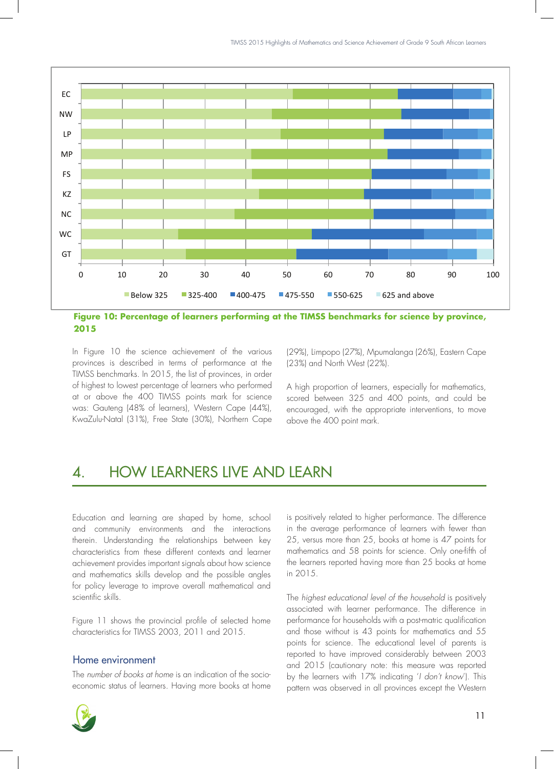**Figure 10: Percentage of learners performing at the TIMSS benchmarks for science by province, 2015**

In Figure 10 the science achievement of the various provinces is described in terms of performance at the TIMSS benchmarks. In 2015, the list of provinces, in order of highest to lowest percentage of learners who performed at or above the 400 TIMSS points mark for science was: Gauteng (48% of learners), Western Cape (44%), KwaZulu-Natal (31%), Free State (30%), Northern Cape (29%), Limpopo (27%), Mpumalanga (26%), Eastern Cape (23%) and North West (22%).

A high proportion of learners, especially for mathematics, scored between 325 and 400 points, and could be encouraged, with the appropriate interventions, to move above the 400 point mark.

## 4. HOW LEARNERS LIVE AND LEARN

Education and learning are shaped by home, school and community environments and the interactions therein. Understanding the relationships between key characteristics from these different contexts and learner achievement provides important signals about how science and mathematics skills develop and the possible angles for policy leverage to improve overall mathematical and scientific skills.

Figure 11 shows the provincial profile of selected home characteristics for TIMSS 2003, 2011 and 2015.

### Home environment

The *number of books at home* is an indication of the socio-economic status of learners. Having more books at home is positively related to higher performance. The difference in the average performance of learners with fewer than 25, versus more than 25, books at home is 47 points for mathematics and 58 points for science. Only one-fifth of the learners reported having more than 25 books at home in 2015.

The *highest educational level of the household* is positively associated with learner performance. The difference in performance for households with a post-matric qualification and those without is 43 points for mathematics and 55 points for science. The educational level of parents is reported to have improved considerably between 2003 and 2015 (cautionary note: this measure was reported by the learners with 17% indicating '*I don't know*'). This pattern was observed in all provinces except the Western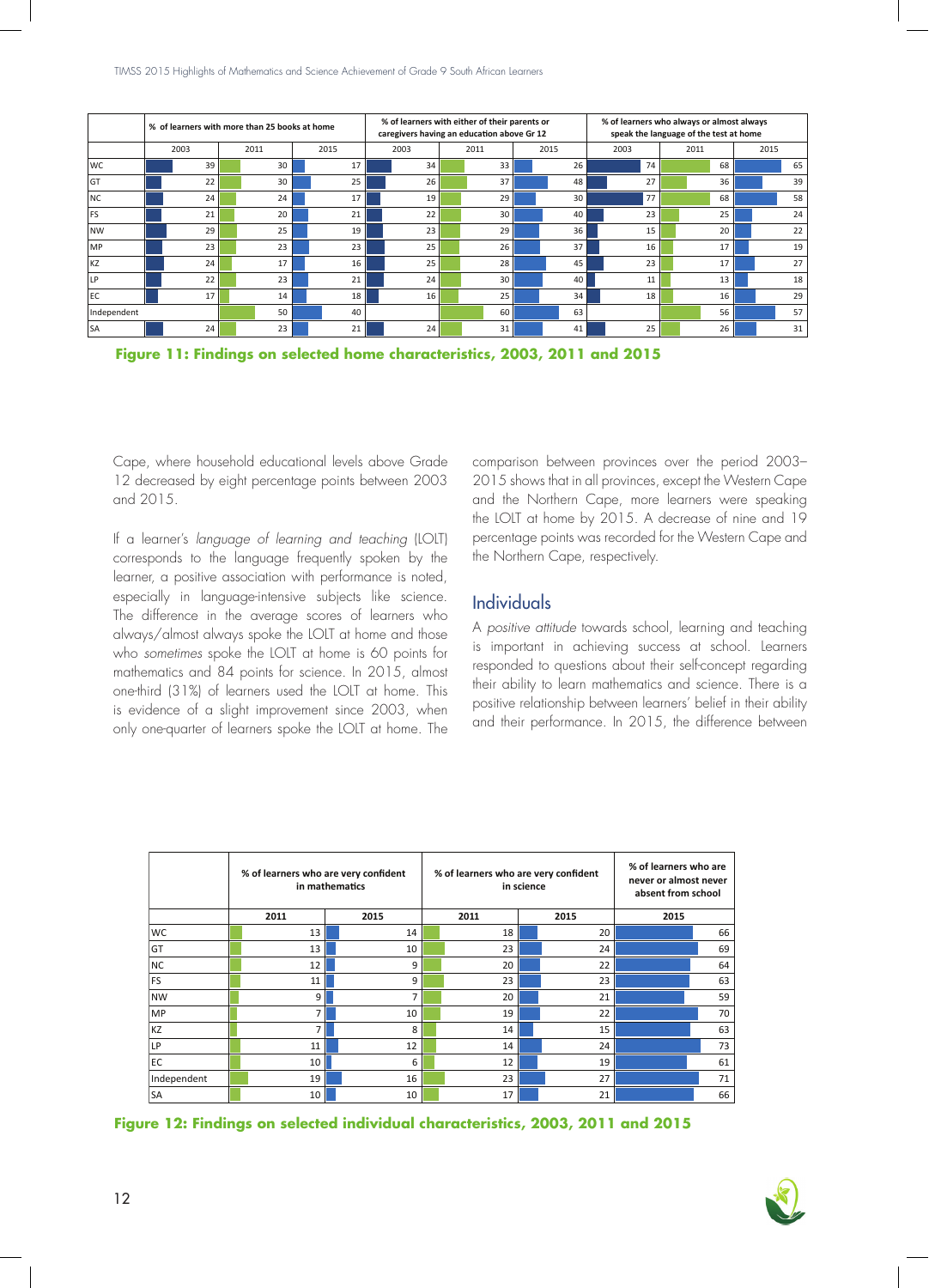|  | % of learners with more than 25 books at home |  |  | % of learners with either of their parents or caregivers having an education above Gr 12 |  |  | % of learners who always or almost always speak the language of the test at home |  |  |
|---|---|---|---|---|---|---|---|---|---|
|  | 2003 | 2011 | 2015 | 2003 | 2011 | 2015 | 2003 | 2011 | 2015 |
| WC | 39 | 30 | 17 | 34 | 33 | 26 | 74 | 68 | 65 |
| GT | 22 | 30 | 25 | 26 | 37 | 48 | 27 | 36 | 39 |
| NC | 24 | 24 | 17 | 19 | 29 | 30 | 77 | 68 | 58 |
| FS | 21 | 20 | 21 | 22 | 30 | 40 | 23 | 25 | 24 |
| NW | 29 | 25 | 19 | 23 | 29 | 36 | 15 | 20 | 22 |
| MP | 23 | 23 | 23 | 25 | 26 | 37 | 16 | 17 | 19 |
| KZ | 24 | 17 | 16 | 25 | 28 | 45 | 23 | 17 | 27 |
| LP | 22 | 23 | 21 | 24 | 30 | 40 | 11 | 13 | 18 |
| EC | 17 | 14 | 18 | 16 | 25 | 34 | 18 | 16 | 29 |
| Independent |  | 50 | 40 |  | 60 | 63 |  | 56 | 57 |
| SA | 24 | 23 | 21 | 24 | 31 | 41 | 25 | 26 | 31 |

**Figure 11: Findings on selected home characteristics, 2003, 2011 and 2015**

Cape, where household educational levels above Grade 12 decreased by eight percentage points between 2003 and 2015.

If a learner's *language of learning and teaching* (LOLT) corresponds to the language frequently spoken by the learner, a positive association with performance is noted, especially in language-intensive subjects like science. The difference in the average scores of learners who always/almost always spoke the LOLT at home and those who *sometimes* spoke the LOLT at home is 60 points for mathematics and 84 points for science. In 2015, almost one-third (31%) of learners used the LOLT at home. This is evidence of a slight improvement since 2003, when only one-quarter of learners spoke the LOLT at home. The comparison between provinces over the period 2003–2015 shows that in all provinces, except the Western Cape and the Northern Cape, more learners were speaking the LOLT at home by 2015. A decrease of nine and 19 percentage points was recorded for the Western Cape and the Northern Cape, respectively.

## Individuals

A *positive attitude* towards school, learning and teaching is important in achieving success at school. Learners responded to questions about their self-concept regarding their ability to learn mathematics and science. There is a positive relationship between learners' belief in their ability and their performance. In 2015, the difference between

|  | % of learners who are very confident in mathematics |  | % of learners who are very confident in science |  | % of learners who are never or almost never absent from school |
|---|---|---|---|---|---|
|  | 2011 | 2015 | 2011 | 2015 | 2015 |
| WC | 13 | 14 | 18 | 20 | 66 |
| GT | 13 | 10 | 23 | 24 | 69 |
| NC | 12 | 9 | 20 | 22 | 64 |
| FS | 11 | 9 | 23 | 23 | 63 |
| NW | 9 | 7 | 20 | 21 | 59 |
| MP | 7 | 10 | 19 | 22 | 70 |
| KZ | 7 | 8 | 14 | 15 | 63 |
| LP | 11 | 12 | 14 | 24 | 73 |
| EC | 10 | 6 | 12 | 19 | 61 |
| Independent | 19 | 16 | 23 | 27 | 71 |
| SA | 10 | 10 | 17 | 21 | 66 |

**Figure 12: Findings on selected individual characteristics, 2003, 2011 and 2015**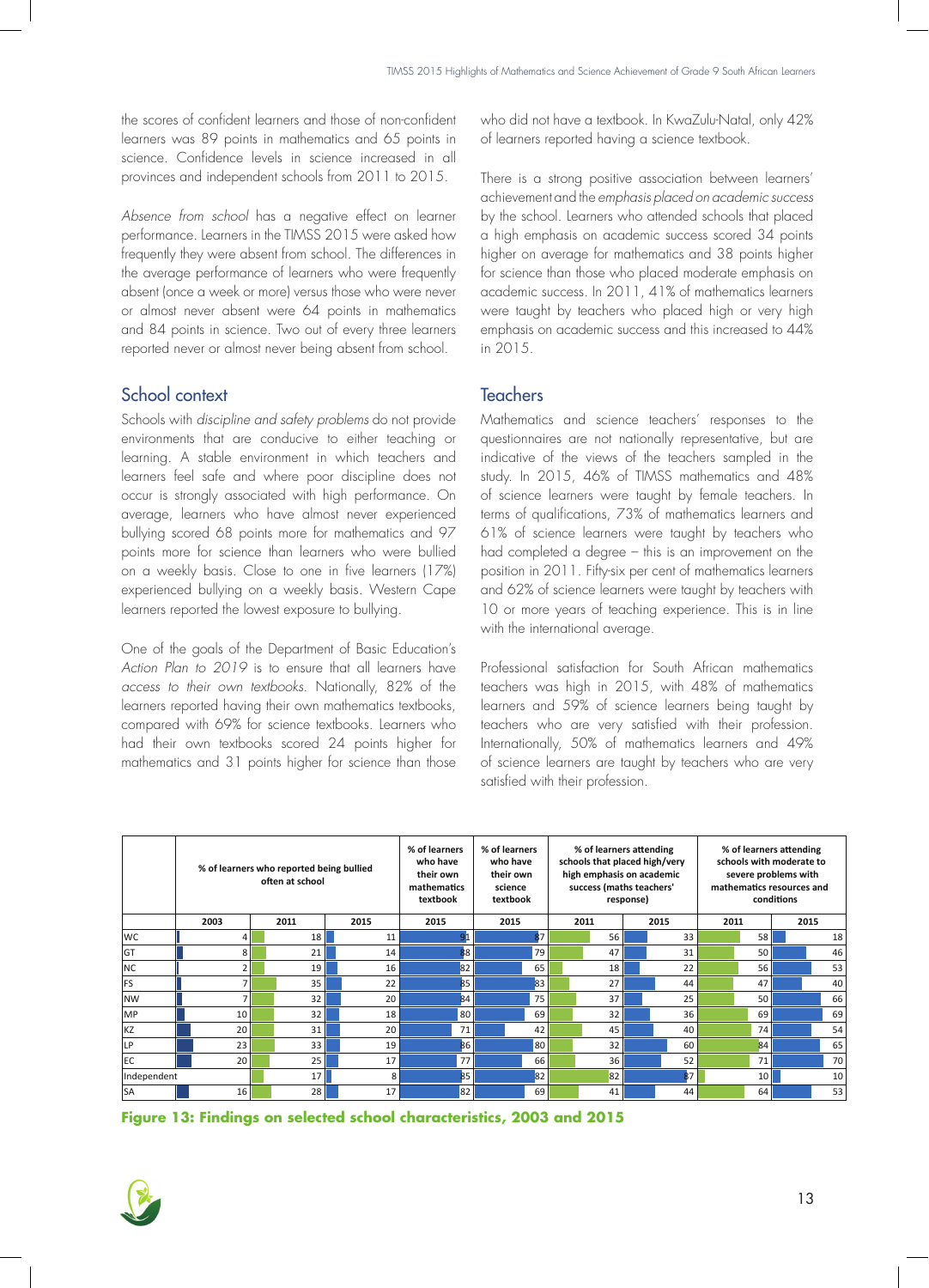the scores of confident learners and those of non-confident learners was 89 points in mathematics and 65 points in science. Confidence levels in science increased in all provinces and independent schools from 2011 to 2015.

*Absence from school* has a negative effect on learner performance. Learners in the TIMSS 2015 were asked how frequently they were absent from school. The differences in the average performance of learners who were frequently absent (once a week or more) versus those who were never or almost never absent were 64 points in mathematics and 84 points in science. Two out of every three learners reported never or almost never being absent from school.

## School context

Schools with *discipline and safety problems* do not provide environments that are conducive to either teaching or learning. A stable environment in which teachers and learners feel safe and where poor discipline does not occur is strongly associated with high performance. On average, learners who have almost never experienced bullying scored 68 points more for mathematics and 97 points more for science than learners who were bullied on a weekly basis. Close to one in five learners (17%) experienced bullying on a weekly basis. Western Cape learners reported the lowest exposure to bullying.

One of the goals of the Department of Basic Education's *Action Plan to 2019* is to ensure that all learners have *access to their own textbooks*. Nationally, 82% of the learners reported having their own mathematics textbooks, compared with 69% for science textbooks. Learners who had their own textbooks scored 24 points higher for mathematics and 31 points higher for science than those who did not have a textbook. In KwaZulu-Natal, only 42% of learners reported having a science textbook.

There is a strong positive association between learners' achievement and the *emphasis placed on academic success* by the school. Learners who attended schools that placed a high emphasis on academic success scored 34 points higher on average for mathematics and 38 points higher for science than those who placed moderate emphasis on academic success. In 2011, 41% of mathematics learners were taught by teachers who placed high or very high emphasis on academic success and this increased to 44% in 2015.

## Teachers

Mathematics and science teachers' responses to the questionnaires are not nationally representative, but are indicative of the views of the teachers sampled in the study. In 2015, 46% of TIMSS mathematics and 48% of science learners were taught by female teachers. In terms of qualifications, 73% of mathematics learners and 61% of science learners were taught by teachers who had completed a degree – this is an improvement on the position in 2011. Fifty-six per cent of mathematics learners and 62% of science learners were taught by teachers with 10 or more years of teaching experience. This is in line with the international average.

Professional satisfaction for South African mathematics teachers was high in 2015, with 48% of mathematics learners and 59% of science learners being taught by teachers who are very satisfied with their profession. Internationally, 50% of mathematics learners and 49% of science learners are taught by teachers who are very satisfied with their profession.

| | % of learners who reported being bullied often at school | | | % of learners who have their own mathematics textbook | % of learners who have their own science textbook | % of learners attending schools that placed high/very high emphasis on academic success (maths teachers' response) | | % of learners attending schools with moderate to severe problems with mathematics resources and conditions | |
|---|---|---|---|---|---|---|---|---|---|
| | 2003 | 2011 | 2015 | 2015 | 2015 | 2011 | 2015 | 2011 | 2015 |
| WC | 4 | 18 | 11 | 91 | 87 | 56 | 33 | 58 | 18 |
| GT | 8 | 21 | 14 | 88 | 79 | 47 | 31 | 50 | 46 |
| NC | 2 | 19 | 16 | 82 | 65 | 18 | 22 | 56 | 53 |
| FS | 7 | 35 | 22 | 85 | 83 | 27 | 44 | 47 | 40 |
| NW | 7 | 32 | 20 | 84 | 75 | 37 | 25 | 50 | 66 |
| MP | 10 | 32 | 18 | 80 | 69 | 32 | 36 | 69 | 69 |
| KZ | 20 | 31 | 20 | 71 | 42 | 45 | 40 | 74 | 54 |
| LP | 23 | 33 | 19 | 86 | 80 | 32 | 60 | 84 | 65 |
| EC | 20 | 25 | 17 | 77 | 66 | 36 | 52 | 71 | 70 |
| Independent | | 17 | 8 | 85 | 82 | 82 | 87 | 10 | 10 |
| SA | 16 | 28 | 17 | 82 | 69 | 41 | 44 | 64 | 53 |

**Figure 13: Findings on selected school characteristics, 2003 and 2015**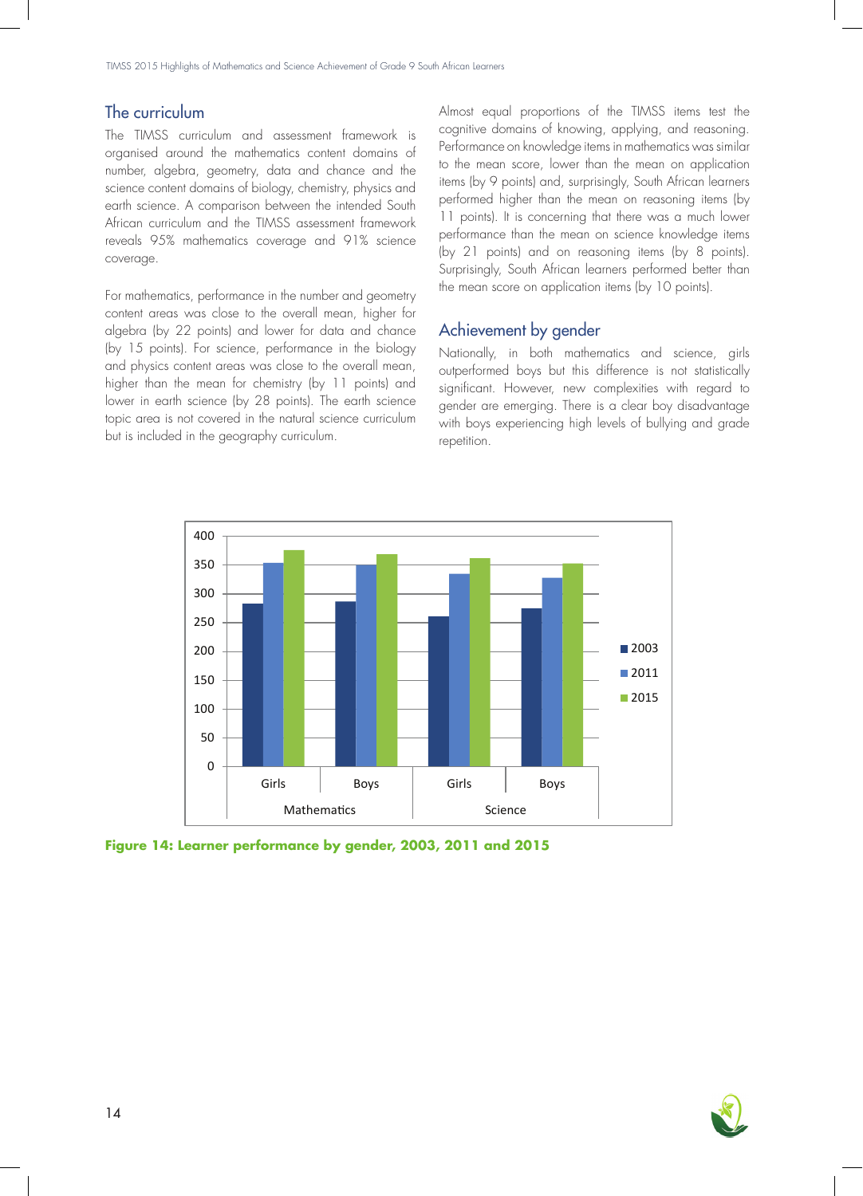## The curriculum

The TIMSS curriculum and assessment framework is organised around the mathematics content domains of number, algebra, geometry, data and chance and the science content domains of biology, chemistry, physics and earth science. A comparison between the intended South African curriculum and the TIMSS assessment framework reveals 95% mathematics coverage and 91% science coverage.

For mathematics, performance in the number and geometry content areas was close to the overall mean, higher for algebra (by 22 points) and lower for data and chance (by 15 points). For science, performance in the biology and physics content areas was close to the overall mean, higher than the mean for chemistry (by 11 points) and lower in earth science (by 28 points). The earth science topic area is not covered in the natural science curriculum but is included in the geography curriculum.

Almost equal proportions of the TIMSS items test the cognitive domains of knowing, applying, and reasoning. Performance on knowledge items in mathematics was similar to the mean score, lower than the mean on application items (by 9 points) and, surprisingly, South African learners performed higher than the mean on reasoning items (by 11 points). It is concerning that there was a much lower performance than the mean on science knowledge items (by 21 points) and on reasoning items (by 8 points). Surprisingly, South African learners performed better than the mean score on application items (by 10 points).

## Achievement by gender

Nationally, in both mathematics and science, girls outperformed boys but this difference is not statistically significant. However, new complexities with regard to gender are emerging. There is a clear boy disadvantage with boys experiencing high levels of bullying and grade repetition.

**Figure 14: Learner performance by gender, 2003, 2011 and 2015**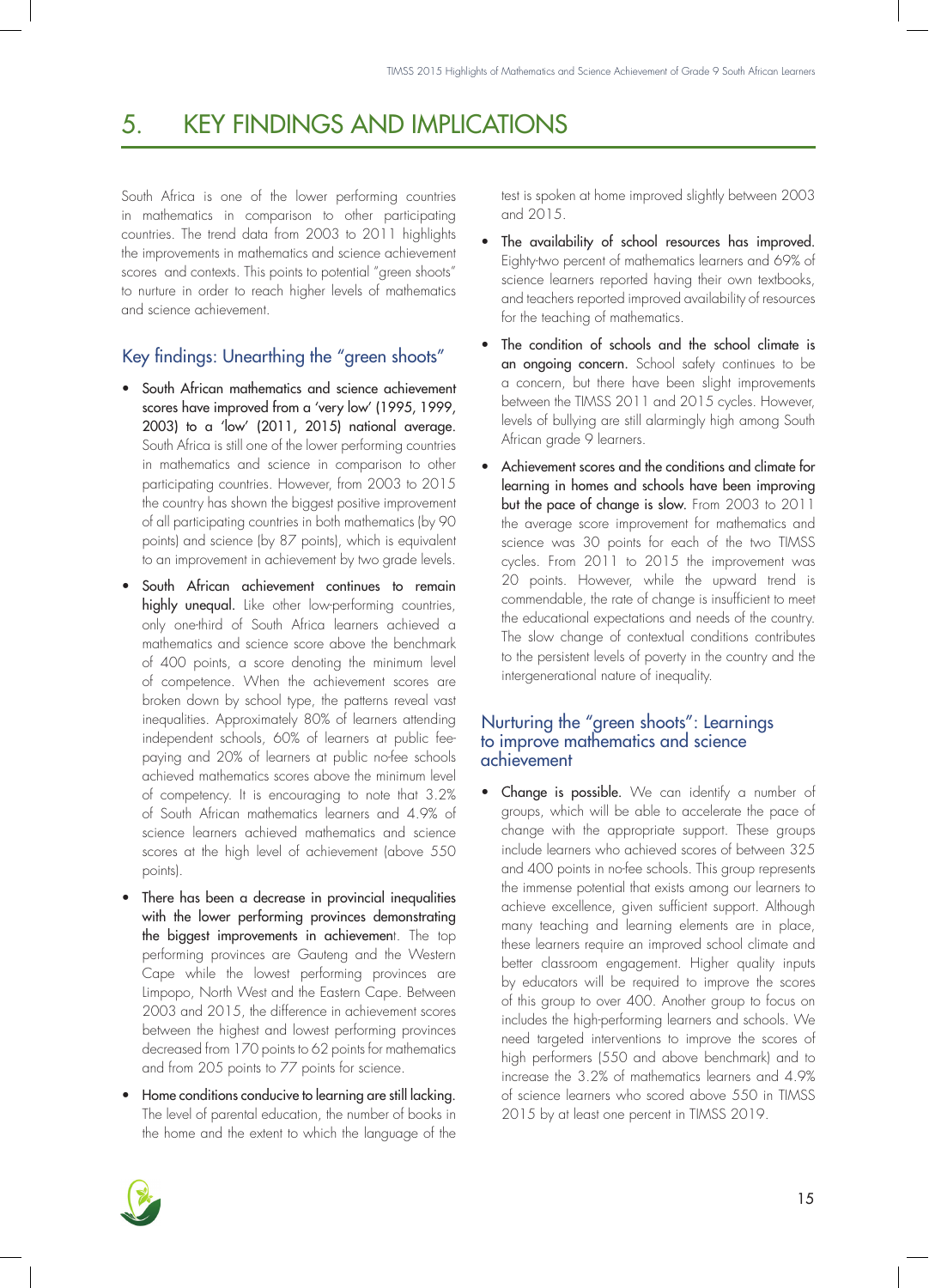# 5. KEY FINDINGS AND IMPLICATIONS

South Africa is one of the lower performing countries in mathematics in comparison to other participating countries. The trend data from 2003 to 2011 highlights the improvements in mathematics and science achievement scores and contexts. This points to potential "green shoots" to nurture in order to reach higher levels of mathematics and science achievement.

## Key findings: Unearthing the "green shoots"

- **South African mathematics and science achievement scores have improved from a 'very low' (1995, 1999, 2003) to a 'low' (2011, 2015) national average.** South Africa is still one of the lower performing countries in mathematics and science in comparison to other participating countries. However, from 2003 to 2015 the country has shown the biggest positive improvement of all participating countries in both mathematics (by 90 points) and science (by 87 points), which is equivalent to an improvement in achievement by two grade levels.
- **South African achievement continues to remain highly unequal.** Like other low-performing countries, only one-third of South Africa learners achieved a mathematics and science score above the benchmark of 400 points, a score denoting the minimum level of competence. When the achievement scores are broken down by school type, the patterns reveal vast inequalities. Approximately 80% of learners attending independent schools, 60% of learners at public fee-paying and 20% of learners at public no-fee schools achieved mathematics scores above the minimum level of competency. It is encouraging to note that 3.2% of South African mathematics learners and 4.9% of science learners achieved mathematics and science scores at the high level of achievement (above 550 points).
- **There has been a decrease in provincial inequalities with the lower performing provinces demonstrating the biggest improvements in achievement.** The top performing provinces are Gauteng and the Western Cape while the lowest performing provinces are Limpopo, North West and the Eastern Cape. Between 2003 and 2015, the difference in achievement scores between the highest and lowest performing provinces decreased from 170 points to 62 points for mathematics and from 205 points to 77 points for science.
- **Home conditions conducive to learning are still lacking.** The level of parental education, the number of books in the home and the extent to which the language of the test is spoken at home improved slightly between 2003 and 2015.
- **The availability of school resources has improved.** Eighty-two percent of mathematics learners and 69% of science learners reported having their own textbooks, and teachers reported improved availability of resources for the teaching of mathematics.
- **The condition of schools and the school climate is an ongoing concern.** School safety continues to be a concern, but there have been slight improvements between the TIMSS 2011 and 2015 cycles. However, levels of bullying are still alarmingly high among South African grade 9 learners.
- **Achievement scores and the conditions and climate for learning in homes and schools have been improving but the pace of change is slow.** From 2003 to 2011 the average score improvement for mathematics and science was 30 points for each of the two TIMSS cycles. From 2011 to 2015 the improvement was 20 points. However, while the upward trend is commendable, the rate of change is insufficient to meet the educational expectations and needs of the country. The slow change of contextual conditions contributes to the persistent levels of poverty in the country and the intergenerational nature of inequality.

## Nurturing the "green shoots": Learnings to improve mathematics and science achievement

- **Change is possible.** We can identify a number of groups, which will be able to accelerate the pace of change with the appropriate support. These groups include learners who achieved scores of between 325 and 400 points in no-fee schools. This group represents the immense potential that exists among our learners to achieve excellence, given sufficient support. Although many teaching and learning elements are in place, these learners require an improved school climate and better classroom engagement. Higher quality inputs by educators will be required to improve the scores of this group to over 400. Another group to focus on includes the high-performing learners and schools. We need targeted interventions to improve the scores of high performers (550 and above benchmark) and to increase the 3.2% of mathematics learners and 4.9% of science learners who scored above 550 in TIMSS 2015 by at least one percent in TIMSS 2019.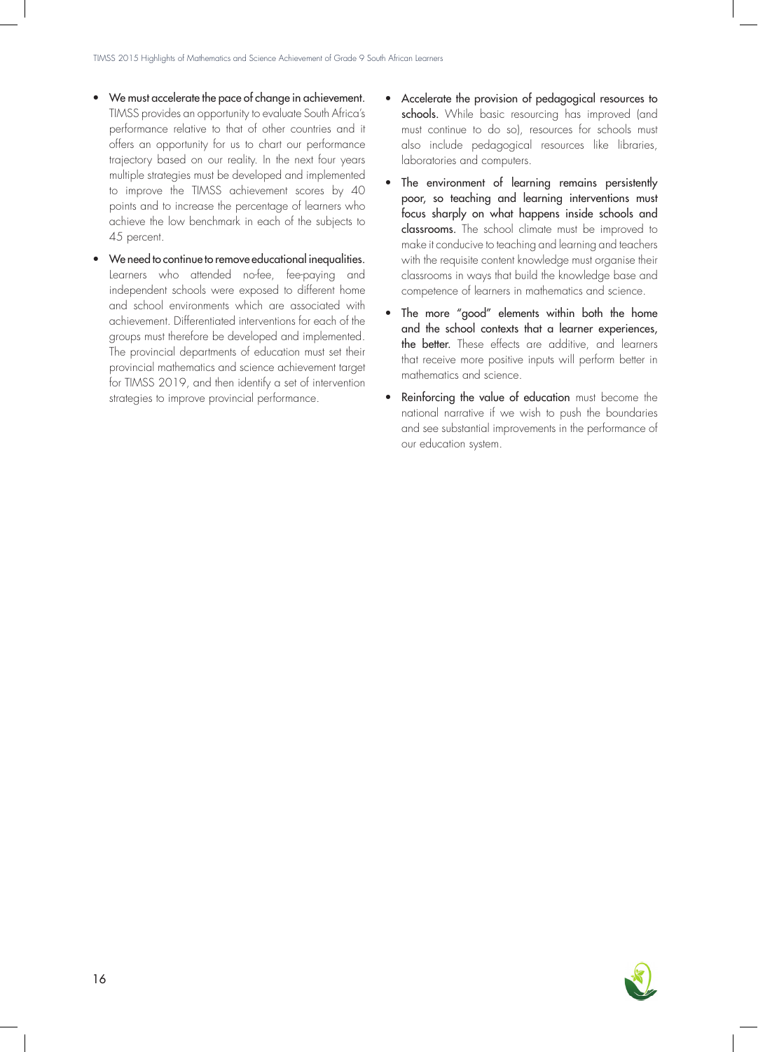- We must accelerate the pace of change in achievement. TIMSS provides an opportunity to evaluate South Africa's performance relative to that of other countries and it offers an opportunity for us to chart our performance trajectory based on our reality. In the next four years multiple strategies must be developed and implemented to improve the TIMSS achievement scores by 40 points and to increase the percentage of learners who achieve the low benchmark in each of the subjects to 45 percent.
- We need to continue to remove educational inequalities. Learners who attended no-fee, fee-paying and independent schools were exposed to different home and school environments which are associated with achievement. Differentiated interventions for each of the groups must therefore be developed and implemented. The provincial departments of education must set their provincial mathematics and science achievement target for TIMSS 2019, and then identify a set of intervention strategies to improve provincial performance.
- Accelerate the provision of pedagogical resources to schools. While basic resourcing has improved (and must continue to do so), resources for schools must also include pedagogical resources like libraries, laboratories and computers.
- The environment of learning remains persistently poor, so teaching and learning interventions must focus sharply on what happens inside schools and classrooms. The school climate must be improved to make it conducive to teaching and learning and teachers with the requisite content knowledge must organise their classrooms in ways that build the knowledge base and competence of learners in mathematics and science.
- The more "good" elements within both the home and the school contexts that a learner experiences, the better. These effects are additive, and learners that receive more positive inputs will perform better in mathematics and science.
- Reinforcing the value of education must become the national narrative if we wish to push the boundaries and see substantial improvements in the performance of our education system.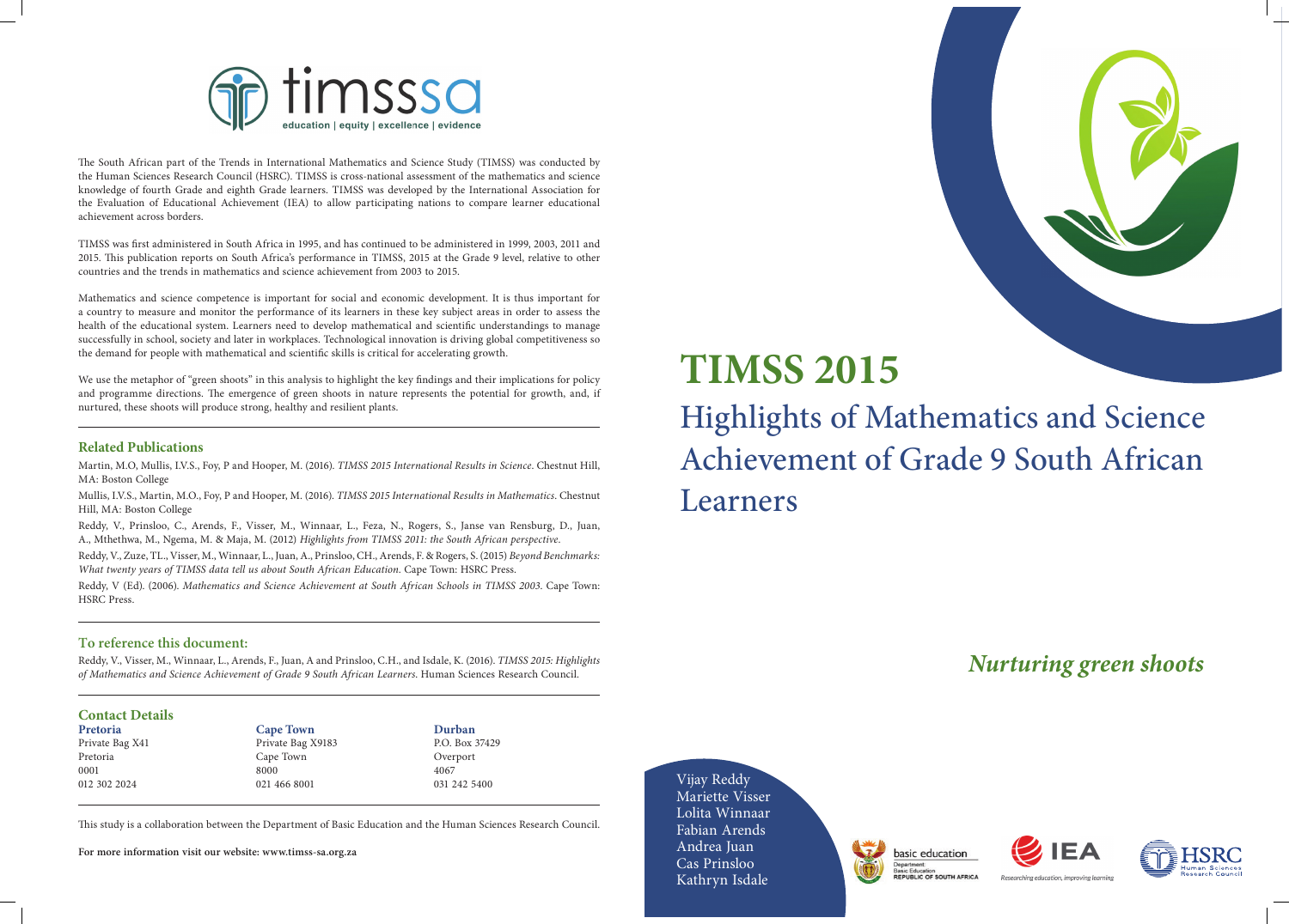timsssa

education | equity | excellence | evidence

The South African part of the Trends in International Mathematics and Science Study (TIMSS) was conducted by the Human Sciences Research Council (HSRC). TIMSS is cross-national assessment of the mathematics and science knowledge of fourth Grade and eighth Grade learners. TIMSS was developed by the International Association for the Evaluation of Educational Achievement (IEA) to allow participating nations to compare learner educational achievement across borders.

TIMSS was first administered in South Africa in 1995, and has continued to be administered in 1999, 2003, 2011 and 2015. This publication reports on South Africa's performance in TIMSS, 2015 at the Grade 9 level, relative to other countries and the trends in mathematics and science achievement from 2003 to 2015.

Mathematics and science competence is important for social and economic development. It is thus important for a country to measure and monitor the performance of its learners in these key subject areas in order to assess the health of the educational system. Learners need to develop mathematical and scientific understandings to manage successfully in school, society and later in workplaces. Technological innovation is driving global competitiveness so the demand for people with mathematical and scientific skills is critical for accelerating growth.

We use the metaphor of "green shoots" in this analysis to highlight the key findings and their implications for policy and programme directions. The emergence of green shoots in nature represents the potential for growth, and, if nurtured, these shoots will produce strong, healthy and resilient plants.

## Related Publications

Martin, M.O, Mullis, I.V.S., Foy, P and Hooper, M. (2016). *TIMSS 2015 International Results in Science*. Chestnut Hill, MA: Boston College

Mullis, I.V.S., Martin, M.O., Foy, P and Hooper, M. (2016). *TIMSS 2015 International Results in Mathematics*. Chestnut Hill, MA: Boston College

Reddy, V., Prinsloo, C., Arends, F., Visser, M., Winnaar, L., Feza, N., Rogers, S., Janse van Rensburg, D., Juan, A., Mthethwa, M., Ngema, M. & Maja, M. (2012) *Highlights from TIMSS 2011: the South African perspective*.

Reddy, V., Zuze, TL., Visser, M., Winnaar, L., Juan, A., Prinsloo, CH., Arends, F. & Rogers, S. (2015) *Beyond Benchmarks: What twenty years of TIMSS data tell us about South African Education*. Cape Town: HSRC Press.

Reddy, V (Ed). (2006). *Mathematics and Science Achievement at South African Schools in TIMSS 2003*. Cape Town: HSRC Press.

## To reference this document:

Reddy, V., Visser, M., Winnaar, L., Arends, F., Juan, A and Prinsloo, C.H., and Isdale, K. (2016). *TIMSS 2015: Highlights of Mathematics and Science Achievement of Grade 9 South African Learners*. Human Sciences Research Council.

## Contact Details

| Pretoria | Cape Town | Durban |
|---|---|---|
| Private Bag X41 | Private Bag X9183 | P.O. Box 37429 |
| Pretoria | Cape Town | Overport |
| 0001 | 8000 | 4067 |
| 012 302 2024 | 021 466 8001 | 031 242 5400 |

This study is a collaboration between the Department of Basic Education and the Human Sciences Research Council.

**For more information visit our website: www.timss-sa.org.za**

# TIMSS 2015

## Highlights of Mathematics and Science Achievement of Grade 9 South African Learners

*Nurturing green shoots*

Vijay Reddy
Mariette Visser
Lolita Winnaar
Fabian Arends
Andrea Juan
Cas Prinsloo
Kathryn Isdale

basic education
Department:
Basic Education
REPUBLIC OF SOUTH AFRICA

IEA
Researching education, improving learning

HSRC
Human Sciences Research Council